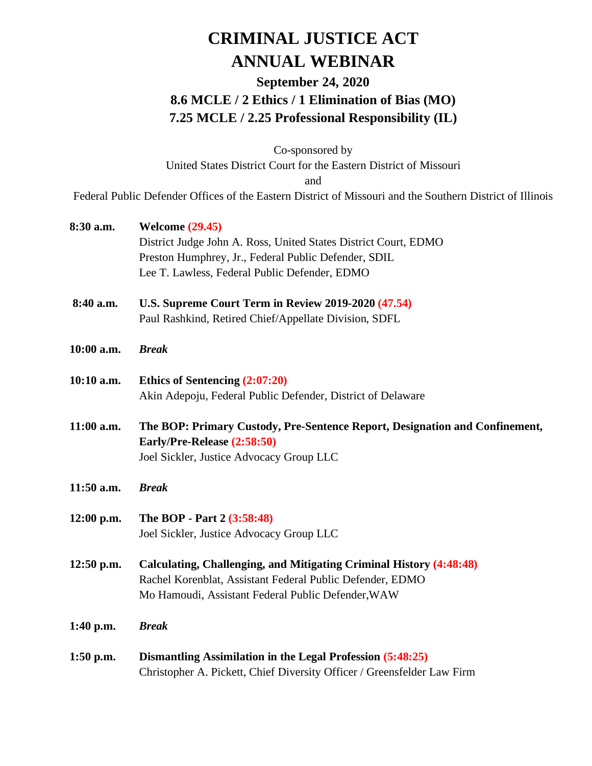# CRIMINAL JUSTICE ACT ANNUAL WEBINAR

## September 24, 2020

## 8.6 MCLE / 2 Ethics / 1 Elimination of Bias (MO)

## 7.25 MCLE / 2.25 Professional Responsibility (IL)

Co-sponsored by
United States District Court for the Eastern District of Missouri
and
Federal Public Defender Offices of the Eastern District of Missouri and the Southern District of Illinois

**8:30 a.m.** **Welcome (29.45)**
District Judge John A. Ross, United States District Court, EDMO
Preston Humphrey, Jr., Federal Public Defender, SDIL
Lee T. Lawless, Federal Public Defender, EDMO

**8:40 a.m.** **U.S. Supreme Court Term in Review 2019-2020 (47.54)**
Paul Rashkind, Retired Chief/Appellate Division, SDFL

**10:00 a.m.** ***Break***

**10:10 a.m.** **Ethics of Sentencing (2:07:20)**
Akin Adepoju, Federal Public Defender, District of Delaware

**11:00 a.m.** **The BOP: Primary Custody, Pre-Sentence Report, Designation and Confinement, Early/Pre-Release (2:58:50)**
Joel Sickler, Justice Advocacy Group LLC

**11:50 a.m.** ***Break***

**12:00 p.m.** **The BOP - Part 2 (3:58:48)**
Joel Sickler, Justice Advocacy Group LLC

**12:50 p.m.** **Calculating, Challenging, and Mitigating Criminal History (4:48:48)**
Rachel Korenblat, Assistant Federal Public Defender, EDMO
Mo Hamoudi, Assistant Federal Public Defender,WAW

**1:40 p.m.** ***Break***

**1:50 p.m.** **Dismantling Assimilation in the Legal Profession (5:48:25)**
Christopher A. Pickett, Chief Diversity Officer / Greensfelder Law Firm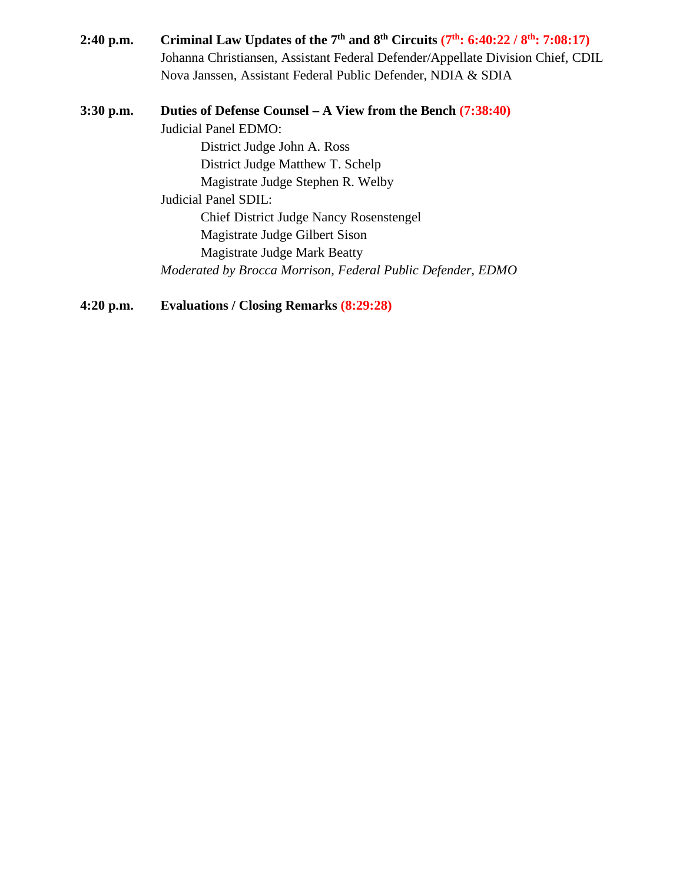**2:40 p.m.** **Criminal Law Updates of the 7th and 8th Circuits (7th: 6:40:22 / 8th: 7:08:17)**
Johanna Christiansen, Assistant Federal Defender/Appellate Division Chief, CDIL
Nova Janssen, Assistant Federal Public Defender, NDIA & SDIA

**3:30 p.m.** **Duties of Defense Counsel – A View from the Bench (7:38:40)**
Judicial Panel EDMO:
- District Judge John A. Ross
- District Judge Matthew T. Schelp
- Magistrate Judge Stephen R. Welby

Judicial Panel SDIL:
- Chief District Judge Nancy Rosenstengel
- Magistrate Judge Gilbert Sison
- Magistrate Judge Mark Beatty

*Moderated by Brocca Morrison, Federal Public Defender, EDMO*

**4:20 p.m.** **Evaluations / Closing Remarks (8:29:28)**